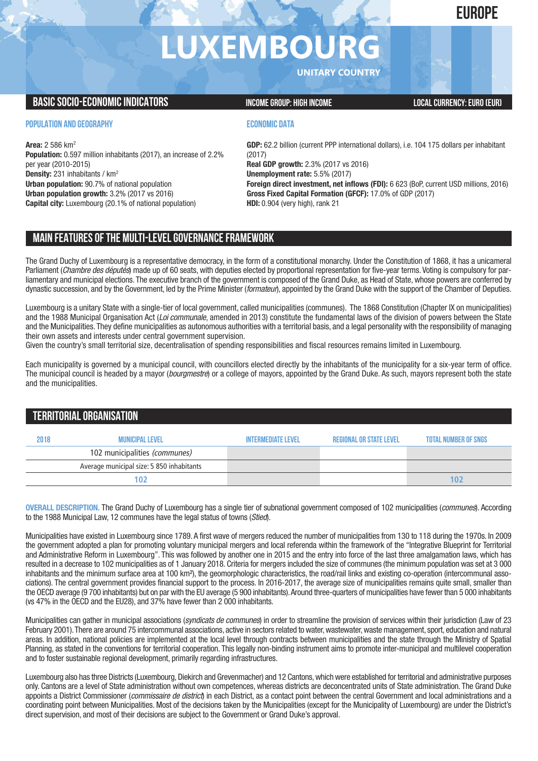EUROPE

# LUXEMBOURG

UNITARY COUNTRY

## BASIC SOCIO-ECONOMIC INDICATORS

INCOME GROUP: HIGH INCOME

LOCAL CURRENCY: EURO (EUR)

### POPULATION AND GEOGRAPHY

**Area:** 2 586 km$^2$
**Population:** 0.597 million inhabitants (2017), an increase of 2.2% per year (2010-2015)
**Density:** 231 inhabitants / km$^2$
**Urban population:** 90.7% of national population
**Urban population growth:** 3.2% (2017 vs 2016)
**Capital city:** Luxembourg (20.1% of national population)

### ECONOMIC DATA

**GDP:** 62.2 billion (current PPP international dollars), i.e. 104 175 dollars per inhabitant (2017)
**Real GDP growth:** 2.3% (2017 vs 2016)
**Unemployment rate:** 5.5% (2017)
**Foreign direct investment, net inflows (FDI):** 6 623 (BoP, current USD millions, 2016)
**Gross Fixed Capital Formation (GFCF):** 17.0% of GDP (2017)
**HDI:** 0.904 (very high), rank 21

## MAIN FEATURES OF THE MULTI-LEVEL GOVERNANCE FRAMEWORK

The Grand Duchy of Luxembourg is a representative democracy, in the form of a constitutional monarchy. Under the Constitution of 1868, it has a unicameral Parliament (*Chambre des députés*) made up of 60 seats, with deputies elected by proportional representation for five-year terms. Voting is compulsory for parliamentary and municipal elections. The executive branch of the government is composed of the Grand Duke, as Head of State, whose powers are conferred by dynastic succession, and by the Government, led by the Prime Minister (*formateur*), appointed by the Grand Duke with the support of the Chamber of Deputies.

Luxembourg is a unitary State with a single-tier of local government, called municipalities (communes). The 1868 Constitution (Chapter IX on municipalities) and the 1988 Municipal Organisation Act (*Loi communale*, amended in 2013) constitute the fundamental laws of the division of powers between the State and the Municipalities. They define municipalities as autonomous authorities with a territorial basis, and a legal personality with the responsibility of managing their own assets and interests under central government supervision.
Given the country's small territorial size, decentralisation of spending responsibilities and fiscal resources remains limited in Luxembourg.

Each municipality is governed by a municipal council, with councillors elected directly by the inhabitants of the municipality for a six-year term of office. The municipal council is headed by a mayor (*bourgmestre*) or a college of mayors, appointed by the Grand Duke. As such, mayors represent both the state and the municipalities.

## TERRITORIAL ORGANISATION

| 2018 | MUNICIPAL LEVEL | INTERMEDIATE LEVEL | REGIONAL OR STATE LEVEL | TOTAL NUMBER OF SNGS |
|---|---|---|---|---|
| | 102 municipalities *(communes)* | | | |
| | Average municipal size: 5 850 inhabitants | | | |
| | 102 | | | 102 |

**OVERALL DESCRIPTION.** The Grand Duchy of Luxembourg has a single tier of subnational government composed of 102 municipalities (*communes*). According to the 1988 Municipal Law, 12 communes have the legal status of towns (*Stied*).

Municipalities have existed in Luxembourg since 1789. A first wave of mergers reduced the number of municipalities from 130 to 118 during the 1970s. In 2009 the government adopted a plan for promoting voluntary municipal mergers and local referenda within the framework of the "Integrative Blueprint for Territorial and Administrative Reform in Luxembourg". This was followed by another one in 2015 and the entry into force of the last three amalgamation laws, which has resulted in a decrease to 102 municipalities as of 1 January 2018. Criteria for mergers included the size of communes (the minimum population was set at 3 000 inhabitants and the minimum surface area at 100 km²), the geomorphologic characteristics, the road/rail links and existing co-operation (intercommunal associations). The central government provides financial support to the process. In 2016-2017, the average size of municipalities remains quite small, smaller than the OECD average (9 700 inhabitants) but on par with the EU average (5 900 inhabitants). Around three-quarters of municipalities have fewer than 5 000 inhabitants (vs 47% in the OECD and the EU28), and 37% have fewer than 2 000 inhabitants.

Municipalities can gather in municipal associations (*syndicats de communes*) in order to streamline the provision of services within their jurisdiction (Law of 23 February 2001). There are around 75 intercommunal associations, active in sectors related to water, wastewater, waste management, sport, education and natural areas. In addition, national policies are implemented at the local level through contracts between municipalities and the state through the Ministry of Spatial Planning, as stated in the conventions for territorial cooperation. This legally non-binding instrument aims to promote inter-municipal and multilevel cooperation and to foster sustainable regional development, primarily regarding infrastructures.

Luxembourg also has three Districts (Luxembourg, Diekirch and Grevenmacher) and 12 Cantons, which were established for territorial and administrative purposes only. Cantons are a level of State administration without own competences, whereas districts are deconcentrated units of State administration. The Grand Duke appoints a District Commissioner (*commissaire de district*) in each District, as a contact point between the central Government and local administrations and a coordinating point between Municipalities. Most of the decisions taken by the Municipalities (except for the Municipality of Luxembourg) are under the District's direct supervision, and most of their decisions are subject to the Government or Grand Duke's approval.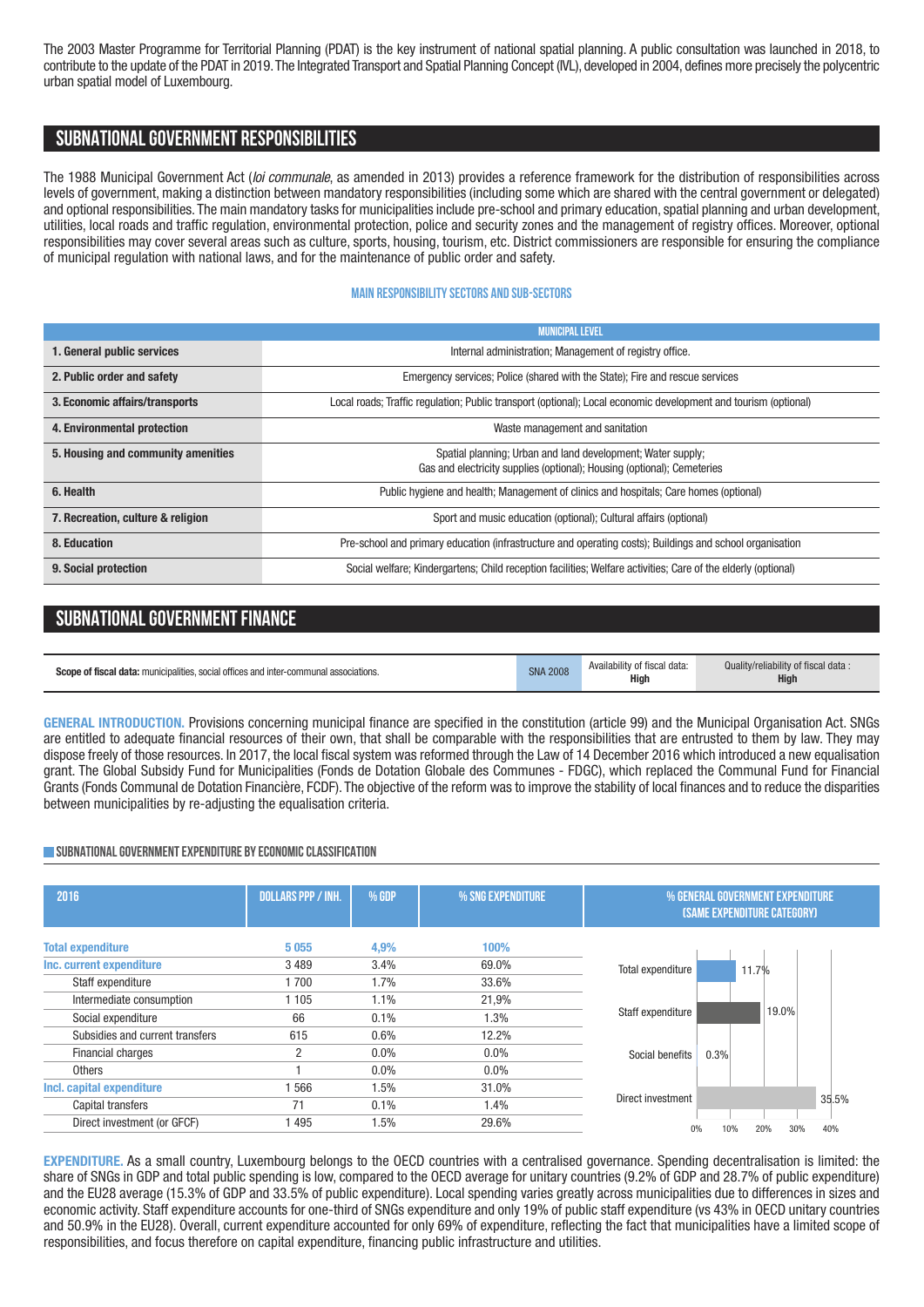The 2003 Master Programme for Territorial Planning (PDAT) is the key instrument of national spatial planning. A public consultation was launched in 2018, to contribute to the update of the PDAT in 2019. The Integrated Transport and Spatial Planning Concept (IVL), developed in 2004, defines more precisely the polycentric urban spatial model of Luxembourg.

## SUBNATIONAL GOVERNMENT RESPONSIBILITIES

The 1988 Municipal Government Act (*loi communale*, as amended in 2013) provides a reference framework for the distribution of responsibilities across levels of government, making a distinction between mandatory responsibilities (including some which are shared with the central government or delegated) and optional responsibilities. The main mandatory tasks for municipalities include pre-school and primary education, spatial planning and urban development, utilities, local roads and traffic regulation, environmental protection, police and security zones and the management of registry offices. Moreover, optional responsibilities may cover several areas such as culture, sports, housing, tourism, etc. District commissioners are responsible for ensuring the compliance of municipal regulation with national laws, and for the maintenance of public order and safety.

### MAIN RESPONSIBILITY SECTORS AND SUB-SECTORS

| | MUNICIPAL LEVEL |
|---|---|
| **1. General public services** | Internal administration; Management of registry office. |
| **2. Public order and safety** | Emergency services; Police (shared with the State); Fire and rescue services |
| **3. Economic affairs/transports** | Local roads; Traffic regulation; Public transport (optional); Local economic development and tourism (optional) |
| **4. Environmental protection** | Waste management and sanitation |
| **5. Housing and community amenities** | Spatial planning; Urban and land development; Water supply; Gas and electricity supplies (optional); Housing (optional); Cemeteries |
| **6. Health** | Public hygiene and health; Management of clinics and hospitals; Care homes (optional) |
| **7. Recreation, culture & religion** | Sport and music education (optional); Cultural affairs (optional) |
| **8. Education** | Pre-school and primary education (infrastructure and operating costs); Buildings and school organisation |
| **9. Social protection** | Social welfare; Kindergartens; Child reception facilities; Welfare activities; Care of the elderly (optional) |

## SUBNATIONAL GOVERNMENT FINANCE

| **Scope of fiscal data:** municipalities, social offices and inter-communal associations. | SNA 2008 | Availability of fiscal data: **High** | Quality/reliability of fiscal data : **High** |
|---|---|---|---|

**GENERAL INTRODUCTION.** Provisions concerning municipal finance are specified in the constitution (article 99) and the Municipal Organisation Act. SNGs are entitled to adequate financial resources of their own, that shall be comparable with the responsibilities that are entrusted to them by law. They may dispose freely of those resources. In 2017, the local fiscal system was reformed through the Law of 14 December 2016 which introduced a new equalisation grant. The Global Subsidy Fund for Municipalities (Fonds de Dotation Globale des Communes - FDGC), which replaced the Communal Fund for Financial Grants (Fonds Communal de Dotation Financière, FCDF). The objective of the reform was to improve the stability of local finances and to reduce the disparities between municipalities by re-adjusting the equalisation criteria.

### SUBNATIONAL GOVERNMENT EXPENDITURE BY ECONOMIC CLASSIFICATION

| 2016 | DOLLARS PPP / INH. | % GDP | % SNG EXPENDITURE |
|---|---|---|---|
| **Total expenditure** | **5 055** | **4,9%** | **100%** |
| **Inc. current expenditure** | 3 489 | 3.4% | 69.0% |
| Staff expenditure | 1 700 | 1.7% | 33.6% |
| Intermediate consumption | 1 105 | 1.1% | 21,9% |
| Social expenditure | 66 | 0.1% | 1.3% |
| Subsidies and current transfers | 615 | 0.6% | 12.2% |
| Financial charges | 2 | 0.0% | 0.0% |
| Others | 1 | 0.0% | 0.0% |
| **Incl. capital expenditure** | 1 566 | 1.5% | 31.0% |
| Capital transfers | 71 | 0.1% | 1.4% |
| Direct investment (or GFCF) | 1 495 | 1.5% | 29.6% |

**% GENERAL GOVERNMENT EXPENDITURE (SAME EXPENDITURE CATEGORY)**

| Category | % |
|---|---|
| Total expenditure | 11.7% |
| Staff expenditure | 19.0% |
| Social benefits | 0.3% |
| Direct investment | 35.5% |

**EXPENDITURE.** As a small country, Luxembourg belongs to the OECD countries with a centralised governance. Spending decentralisation is limited: the share of SNGs in GDP and total public spending is low, compared to the OECD average for unitary countries (9.2% of GDP and 28.7% of public expenditure) and the EU28 average (15.3% of GDP and 33.5% of public expenditure). Local spending varies greatly across municipalities due to differences in sizes and economic activity. Staff expenditure accounts for one-third of SNGs expenditure and only 19% of public staff expenditure (vs 43% in OECD unitary countries and 50.9% in the EU28). Overall, current expenditure accounted for only 69% of expenditure, reflecting the fact that municipalities have a limited scope of responsibilities, and focus therefore on capital expenditure, financing public infrastructure and utilities.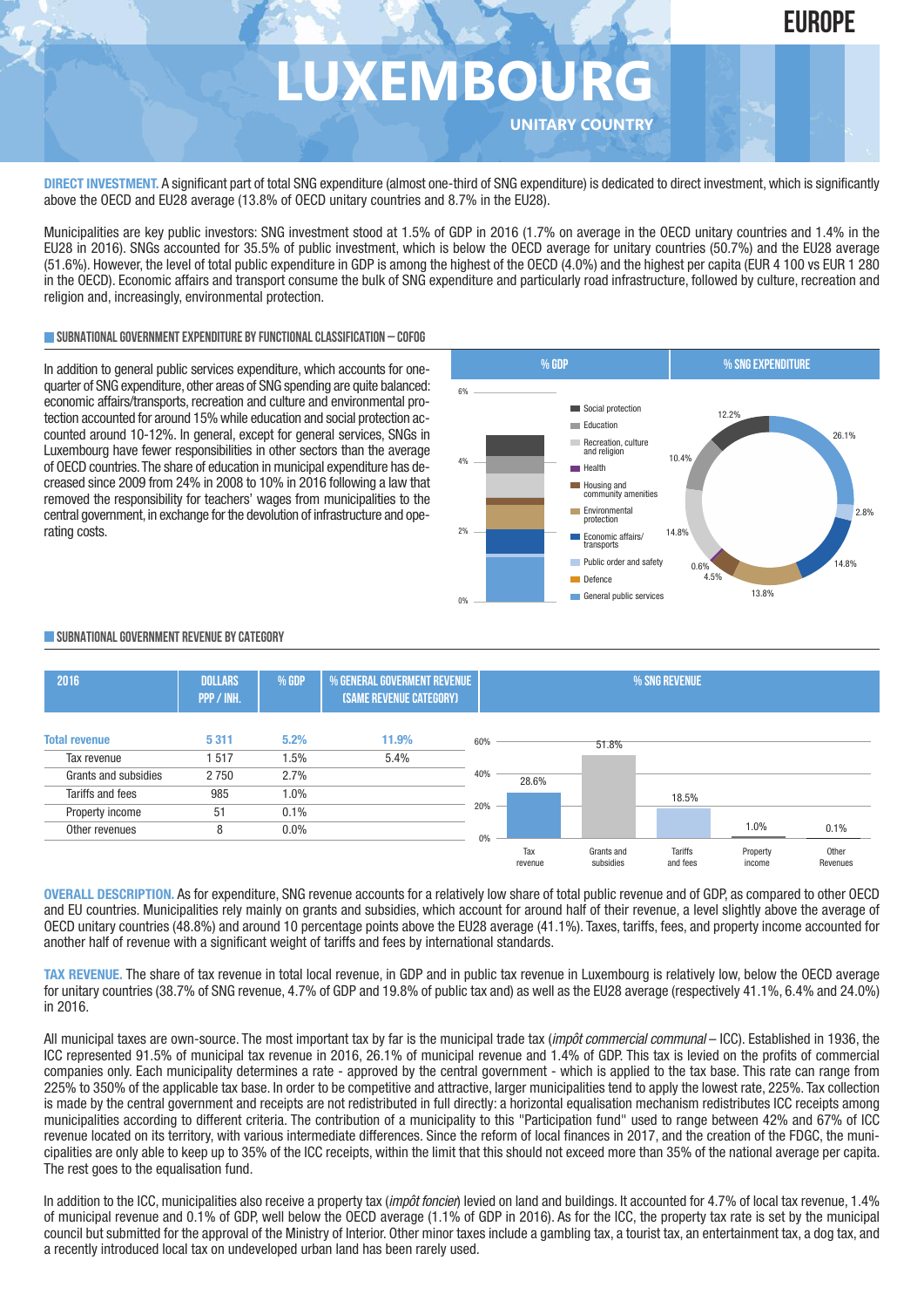# LUXEMBOURG

EUROPE

UNITARY COUNTRY

**DIRECT INVESTMENT.** A significant part of total SNG expenditure (almost one-third of SNG expenditure) is dedicated to direct investment, which is significantly above the OECD and EU28 average (13.8% of OECD unitary countries and 8.7% in the EU28).

Municipalities are key public investors: SNG investment stood at 1.5% of GDP in 2016 (1.7% on average in the OECD unitary countries and 1.4% in the EU28 in 2016). SNGs accounted for 35.5% of public investment, which is below the OECD average for unitary countries (50.7%) and the EU28 average (51.6%). However, the level of total public expenditure in GDP is among the highest of the OECD (4.0%) and the highest per capita (EUR 4 100 vs EUR 1 280 in the OECD). Economic affairs and transport consume the bulk of SNG expenditure and particularly road infrastructure, followed by culture, recreation and religion and, increasingly, environmental protection.

## SUBNATIONAL GOVERNMENT EXPENDITURE BY FUNCTIONAL CLASSIFICATION – COFOG

In addition to general public services expenditure, which accounts for one-quarter of SNG expenditure, other areas of SNG spending are quite balanced: economic affairs/transports, recreation and culture and environmental protection accounted for around 15% while education and social protection accounted around 10-12%. In general, except for general services, SNGs in Luxembourg have fewer responsibilities in other sectors than the average of OECD countries. The share of education in municipal expenditure has decreased since 2009 from 24% in 2008 to 10% in 2016 following a law that removed the responsibility for teachers' wages from municipalities to the central government, in exchange for the devolution of infrastructure and operating costs.

| % SNG expenditure | |
|---|---|
| General public services | 26.1% |
| Public order and safety | 2.8% |
| Economic affairs/transports | 14.8% |
| Environmental protection | 13.8% |
| Housing and community amenities | 4.5% |
| Health | 0.6% |
| Recreation, culture and religion | 14.8% |
| Education | 10.4% |
| Social protection | 12.2% |

## SUBNATIONAL GOVERNMENT REVENUE BY CATEGORY

| 2016 | Dollars PPP / inh. | % GDP | % General government revenue (same revenue category) |
|---|---|---|---|
| **Total revenue** | **5 311** | **5.2%** | **11.9%** |
| Tax revenue | 1 517 | 1.5% | 5.4% |
| Grants and subsidies | 2 750 | 2.7% | |
| Tariffs and fees | 985 | 1.0% | |
| Property income | 51 | 0.1% | |
| Other revenues | 8 | 0.0% | |

| % SNG revenue | |
|---|---|
| Tax revenue | 28.6% |
| Grants and subsidies | 51.8% |
| Tariffs and fees | 18.5% |
| Property income | 1.0% |
| Other Revenues | 0.1% |

**OVERALL DESCRIPTION.** As for expenditure, SNG revenue accounts for a relatively low share of total public revenue and of GDP, as compared to other OECD and EU countries. Municipalities rely mainly on grants and subsidies, which account for around half of their revenue, a level slightly above the average of OECD unitary countries (48.8%) and around 10 percentage points above the EU28 average (41.1%). Taxes, tariffs, fees, and property income accounted for another half of revenue with a significant weight of tariffs and fees by international standards.

**TAX REVENUE.** The share of tax revenue in total local revenue, in GDP and in public tax revenue in Luxembourg is relatively low, below the OECD average for unitary countries (38.7% of SNG revenue, 4.7% of GDP and 19.8% of public tax) as well as the EU28 average (respectively 41.1%, 6.4% and 24.0%) in 2016.

All municipal taxes are own-source. The most important tax by far is the municipal trade tax (*impôt commercial communal* – ICC). Established in 1936, the ICC represented 91.5% of municipal tax revenue in 2016, 26.1% of municipal revenue and 1.4% of GDP. This tax is levied on the profits of commercial companies only. Each municipality determines a rate - approved by the central government - which is applied to the tax base. This rate can range from 225% to 350% of the applicable tax base. In order to be competitive and attractive, larger municipalities tend to apply the lowest rate, 225%. Tax collection is made by the central government and receipts are not redistributed in full directly: a horizontal equalisation mechanism redistributes ICC receipts among municipalities according to different criteria. The contribution of a municipality to this "Participation fund" used to range between 42% and 67% of ICC revenue located on its territory, with various intermediate differences. Since the reform of local finances in 2017, and the creation of the FDGC, the municipalities are only able to keep up to 35% of the ICC receipts, within the limit that this should not exceed more than 35% of the national average per capita. The rest goes to the equalisation fund.

In addition to the ICC, municipalities also receive a property tax (*impôt foncier*) levied on land and buildings. It accounted for 4.7% of local tax revenue, 1.4% of municipal revenue and 0.1% of GDP, well below the OECD average (1.1% of GDP in 2016). As for the ICC, the property tax rate is set by the municipal council but submitted for the approval of the Ministry of Interior. Other minor taxes include a gambling tax, a tourist tax, an entertainment tax, a dog tax, and a recently introduced local tax on undeveloped urban land has been rarely used.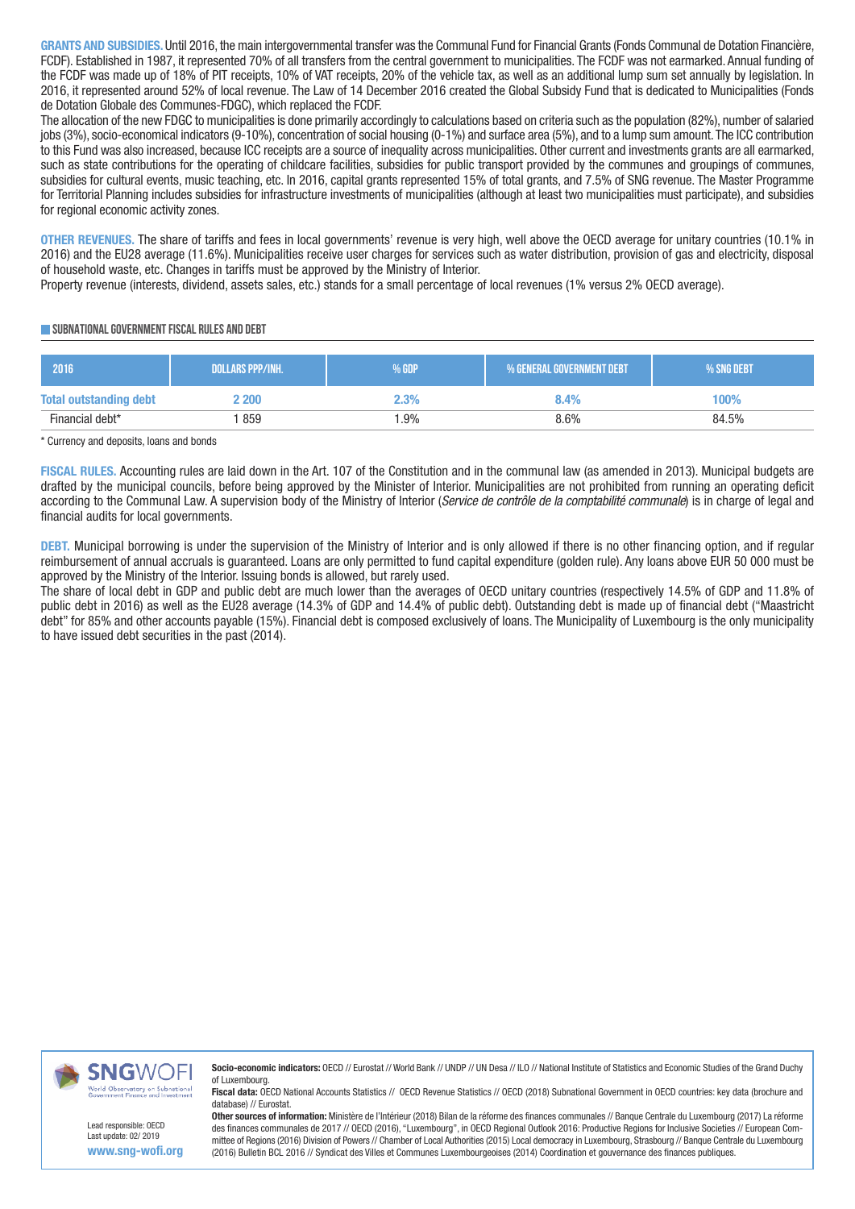**GRANTS AND SUBSIDIES.** Until 2016, the main intergovernmental transfer was the Communal Fund for Financial Grants (Fonds Communal de Dotation Financière, FCDF). Established in 1987, it represented 70% of all transfers from the central government to municipalities. The FCDF was not earmarked. Annual funding of the FCDF was made up of 18% of PIT receipts, 10% of VAT receipts, 20% of the vehicle tax, as well as an additional lump sum set annually by legislation. In 2016, it represented around 52% of local revenue. The Law of 14 December 2016 created the Global Subsidy Fund that is dedicated to Municipalities (Fonds de Dotation Globale des Communes-FDGC), which replaced the FCDF.

The allocation of the new FDGC to municipalities is done primarily accordingly to calculations based on criteria such as the population (82%), number of salaried jobs (3%), socio-economical indicators (9-10%), concentration of social housing (0-1%) and surface area (5%), and to a lump sum amount. The ICC contribution to this Fund was also increased, because ICC receipts are a source of inequality across municipalities. Other current and investments grants are all earmarked, such as state contributions for the operating of childcare facilities, subsidies for public transport provided by the communes and groupings of communes, subsidies for cultural events, music teaching, etc. In 2016, capital grants represented 15% of total grants, and 7.5% of SNG revenue. The Master Programme for Territorial Planning includes subsidies for infrastructure investments of municipalities (although at least two municipalities must participate), and subsidies for regional economic activity zones.

**OTHER REVENUES.** The share of tariffs and fees in local governments' revenue is very high, well above the OECD average for unitary countries (10.1% in 2016) and the EU28 average (11.6%). Municipalities receive user charges for services such as water distribution, provision of gas and electricity, disposal of household waste, etc. Changes in tariffs must be approved by the Ministry of Interior.

Property revenue (interests, dividend, assets sales, etc.) stands for a small percentage of local revenues (1% versus 2% OECD average).

## SUBNATIONAL GOVERNMENT FISCAL RULES AND DEBT

| 2016 | DOLLARS PPP/INH. | % GDP | % GENERAL GOVERNMENT DEBT | % SNG DEBT |
|---|---|---|---|---|
| **Total outstanding debt** | **2 200** | **2.3%** | **8.4%** | **100%** |
| Financial debt* | 1 859 | 1.9% | 8.6% | 84.5% |

* Currency and deposits, loans and bonds

**FISCAL RULES.** Accounting rules are laid down in the Art. 107 of the Constitution and in the communal law (as amended in 2013). Municipal budgets are drafted by the municipal councils, before being approved by the Minister of Interior. Municipalities are not prohibited from running an operating deficit according to the Communal Law. A supervision body of the Ministry of Interior (*Service de contrôle de la comptabilité communale*) is in charge of legal and financial audits for local governments.

**DEBT.** Municipal borrowing is under the supervision of the Ministry of Interior and is only allowed if there is no other financing option, and if regular reimbursement of annual accruals is guaranteed. Loans are only permitted to fund capital expenditure (golden rule). Any loans above EUR 50 000 must be approved by the Ministry of the Interior. Issuing bonds is allowed, but rarely used.

The share of local debt in GDP and public debt are much lower than the averages of OECD unitary countries (respectively 14.5% of GDP and 11.8% of public debt in 2016) as well as the EU28 average (14.3% of GDP and 14.4% of public debt). Outstanding debt is made up of financial debt ("Maastricht debt" for 85% and other accounts payable (15%). Financial debt is composed exclusively of loans. The Municipality of Luxembourg is the only municipality to have issued debt securities in the past (2014).

SNGWOFI
World Observatory on Subnational Government Finance and Investment

Lead responsible: OECD
Last update: 02/ 2019
www.sng-wofi.org

**Socio-economic indicators:** OECD // Eurostat // World Bank // UNDP // UN Desa // ILO // National Institute of Statistics and Economic Studies of the Grand Duchy of Luxembourg.

**Fiscal data:** OECD National Accounts Statistics // OECD Revenue Statistics // OECD (2018) Subnational Government in OECD countries: key data (brochure and database) // Eurostat.

**Other sources of information:** Ministère de l'Intérieur (2018) Bilan de la réforme des finances communales // Banque Centrale du Luxembourg (2017) La réforme des finances communales de 2017 // OECD (2016), "Luxembourg", in OECD Regional Outlook 2016: Productive Regions for Inclusive Societies // European Committee of Regions (2016) Division of Powers // Chamber of Local Authorities (2015) Local democracy in Luxembourg, Strasbourg // Banque Centrale du Luxembourg (2016) Bulletin BCL 2016 // Syndicat des Villes et Communes Luxembourgeoises (2014) Coordination et gouvernance des finances publiques.